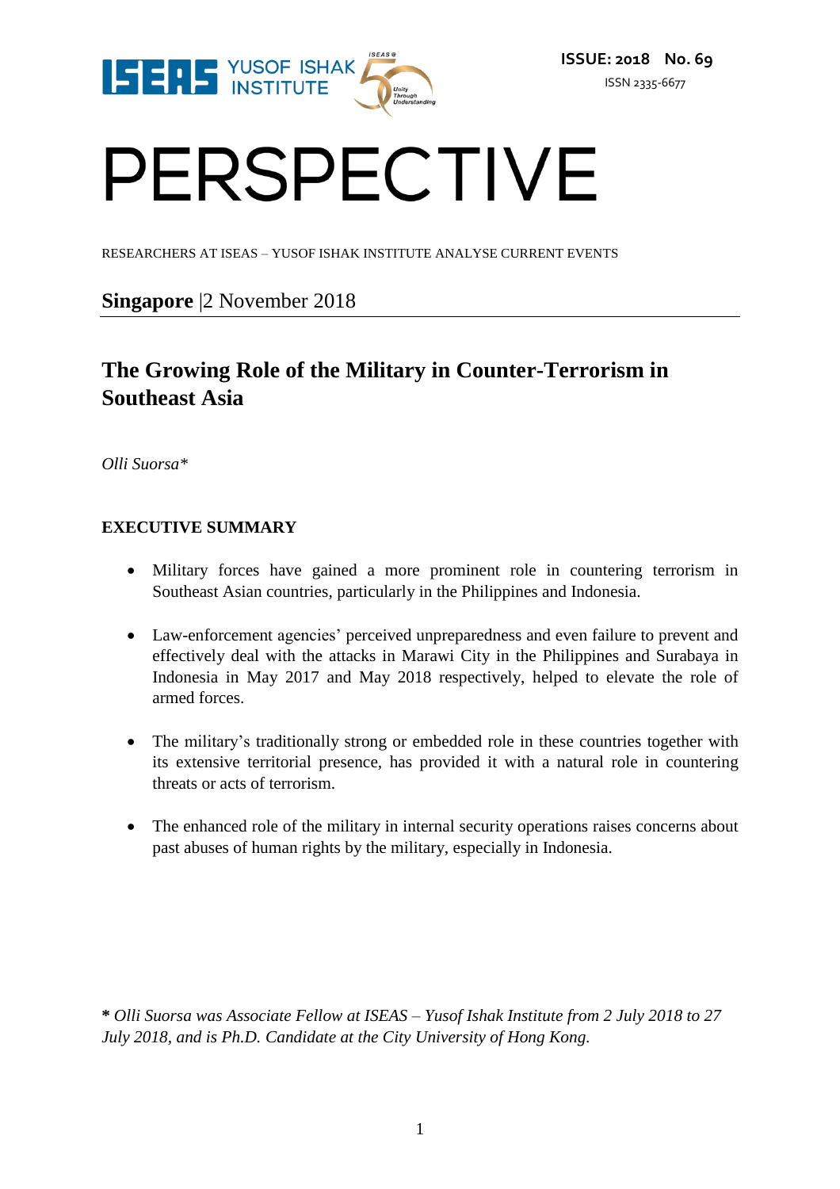ISSUE: 2018 No. 69

ISSN 2335-6677

# PERSPECTIVE

RESEARCHERS AT ISEAS – YUSOF ISHAK INSTITUTE ANALYSE CURRENT EVENTS

**Singapore** |2 November 2018

## The Growing Role of the Military in Counter-Terrorism in Southeast Asia

*Olli Suorsa**

### EXECUTIVE SUMMARY

- Military forces have gained a more prominent role in countering terrorism in Southeast Asian countries, particularly in the Philippines and Indonesia.

- Law-enforcement agencies' perceived unpreparedness and even failure to prevent and effectively deal with the attacks in Marawi City in the Philippines and Surabaya in Indonesia in May 2017 and May 2018 respectively, helped to elevate the role of armed forces.

- The military's traditionally strong or embedded role in these countries together with its extensive territorial presence, has provided it with a natural role in countering threats or acts of terrorism.

- The enhanced role of the military in internal security operations raises concerns about past abuses of human rights by the military, especially in Indonesia.

**\*** *Olli Suorsa was Associate Fellow at ISEAS – Yusof Ishak Institute from 2 July 2018 to 27 July 2018, and is Ph.D. Candidate at the City University of Hong Kong.*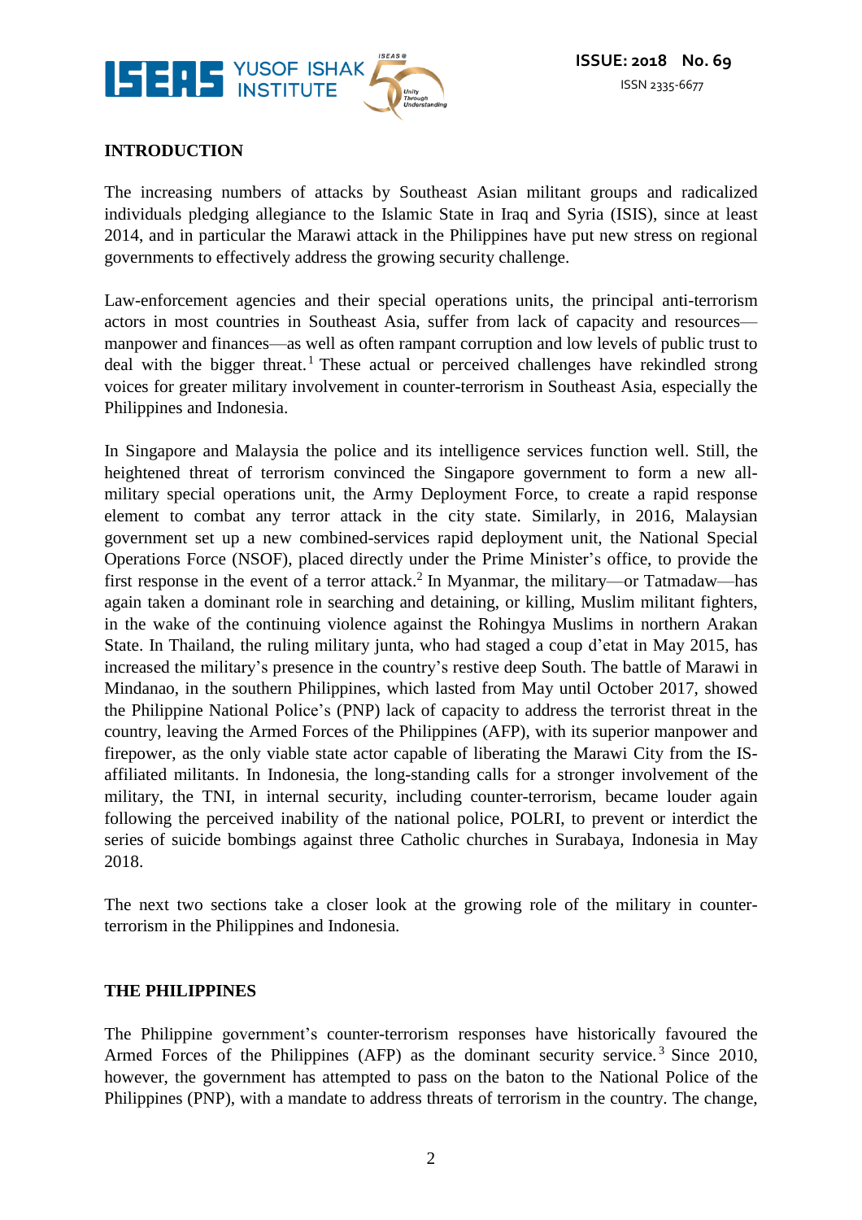## INTRODUCTION

The increasing numbers of attacks by Southeast Asian militant groups and radicalized individuals pledging allegiance to the Islamic State in Iraq and Syria (ISIS), since at least 2014, and in particular the Marawi attack in the Philippines have put new stress on regional governments to effectively address the growing security challenge.

Law-enforcement agencies and their special operations units, the principal anti-terrorism actors in most countries in Southeast Asia, suffer from lack of capacity and resources—manpower and finances—as well as often rampant corruption and low levels of public trust to deal with the bigger threat.[1] These actual or perceived challenges have rekindled strong voices for greater military involvement in counter-terrorism in Southeast Asia, especially the Philippines and Indonesia.

In Singapore and Malaysia the police and its intelligence services function well. Still, the heightened threat of terrorism convinced the Singapore government to form a new all-military special operations unit, the Army Deployment Force, to create a rapid response element to combat any terror attack in the city state. Similarly, in 2016, Malaysian government set up a new combined-services rapid deployment unit, the National Special Operations Force (NSOF), placed directly under the Prime Minister's office, to provide the first response in the event of a terror attack.[2] In Myanmar, the military—or Tatmadaw—has again taken a dominant role in searching and detaining, or killing, Muslim militant fighters, in the wake of the continuing violence against the Rohingya Muslims in northern Arakan State. In Thailand, the ruling military junta, who had staged a coup d'etat in May 2015, has increased the military's presence in the country's restive deep South. The battle of Marawi in Mindanao, in the southern Philippines, which lasted from May until October 2017, showed the Philippine National Police's (PNP) lack of capacity to address the terrorist threat in the country, leaving the Armed Forces of the Philippines (AFP), with its superior manpower and firepower, as the only viable state actor capable of liberating the Marawi City from the IS-affiliated militants. In Indonesia, the long-standing calls for a stronger involvement of the military, the TNI, in internal security, including counter-terrorism, became louder again following the perceived inability of the national police, POLRI, to prevent or interdict the series of suicide bombings against three Catholic churches in Surabaya, Indonesia in May 2018.

The next two sections take a closer look at the growing role of the military in counter-terrorism in the Philippines and Indonesia.

## THE PHILIPPINES

The Philippine government's counter-terrorism responses have historically favoured the Armed Forces of the Philippines (AFP) as the dominant security service.[3] Since 2010, however, the government has attempted to pass on the baton to the National Police of the Philippines (PNP), with a mandate to address threats of terrorism in the country. The change,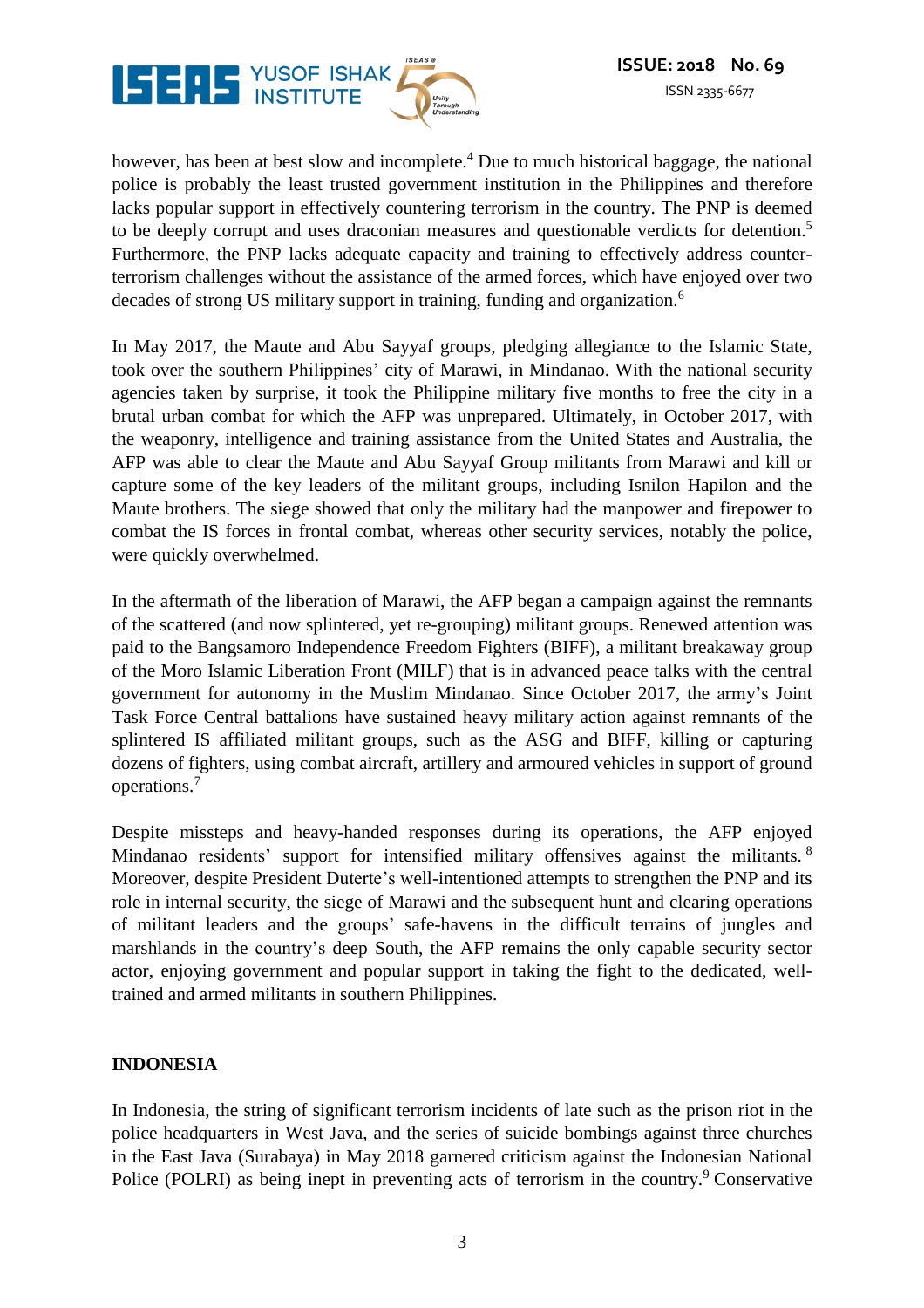however, has been at best slow and incomplete.[4] Due to much historical baggage, the national police is probably the least trusted government institution in the Philippines and therefore lacks popular support in effectively countering terrorism in the country. The PNP is deemed to be deeply corrupt and uses draconian measures and questionable verdicts for detention.[5] Furthermore, the PNP lacks adequate capacity and training to effectively address counter-terrorism challenges without the assistance of the armed forces, which have enjoyed over two decades of strong US military support in training, funding and organization.[6]

In May 2017, the Maute and Abu Sayyaf groups, pledging allegiance to the Islamic State, took over the southern Philippines' city of Marawi, in Mindanao. With the national security agencies taken by surprise, it took the Philippine military five months to free the city in a brutal urban combat for which the AFP was unprepared. Ultimately, in October 2017, with the weaponry, intelligence and training assistance from the United States and Australia, the AFP was able to clear the Maute and Abu Sayyaf Group militants from Marawi and kill or capture some of the key leaders of the militant groups, including Isnilon Hapilon and the Maute brothers. The siege showed that only the military had the manpower and firepower to combat the IS forces in frontal combat, whereas other security services, notably the police, were quickly overwhelmed.

In the aftermath of the liberation of Marawi, the AFP began a campaign against the remnants of the scattered (and now splintered, yet re-grouping) militant groups. Renewed attention was paid to the Bangsamoro Independence Freedom Fighters (BIFF), a militant breakaway group of the Moro Islamic Liberation Front (MILF) that is in advanced peace talks with the central government for autonomy in the Muslim Mindanao. Since October 2017, the army's Joint Task Force Central battalions have sustained heavy military action against remnants of the splintered IS affiliated militant groups, such as the ASG and BIFF, killing or capturing dozens of fighters, using combat aircraft, artillery and armoured vehicles in support of ground operations.[7]

Despite missteps and heavy-handed responses during its operations, the AFP enjoyed Mindanao residents' support for intensified military offensives against the militants.[8] Moreover, despite President Duterte's well-intentioned attempts to strengthen the PNP and its role in internal security, the siege of Marawi and the subsequent hunt and clearing operations of militant leaders and the groups' safe-havens in the difficult terrains of jungles and marshlands in the country's deep South, the AFP remains the only capable security sector actor, enjoying government and popular support in taking the fight to the dedicated, well-trained and armed militants in southern Philippines.

## INDONESIA

In Indonesia, the string of significant terrorism incidents of late such as the prison riot in the police headquarters in West Java, and the series of suicide bombings against three churches in the East Java (Surabaya) in May 2018 garnered criticism against the Indonesian National Police (POLRI) as being inept in preventing acts of terrorism in the country.[9] Conservative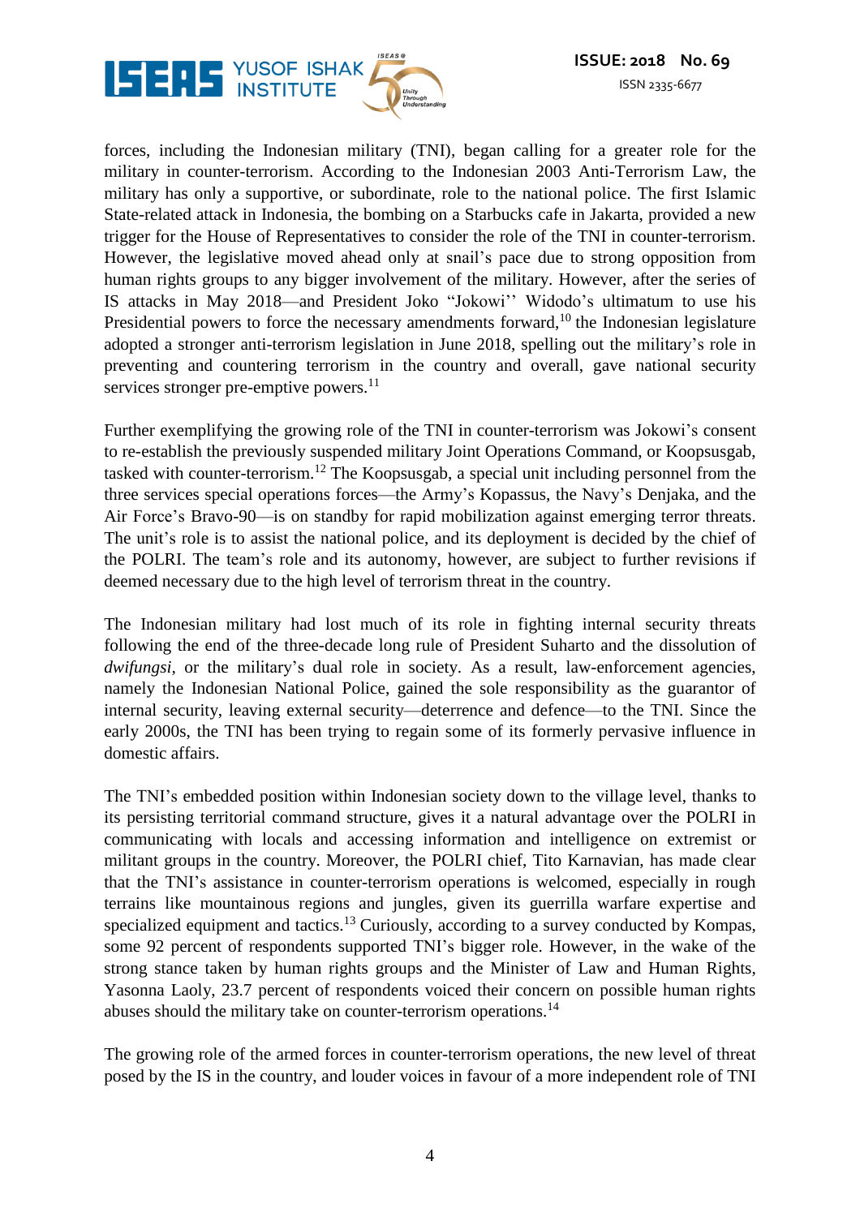forces, including the Indonesian military (TNI), began calling for a greater role for the military in counter-terrorism. According to the Indonesian 2003 Anti-Terrorism Law, the military has only a supportive, or subordinate, role to the national police. The first Islamic State-related attack in Indonesia, the bombing on a Starbucks cafe in Jakarta, provided a new trigger for the House of Representatives to consider the role of the TNI in counter-terrorism. However, the legislative moved ahead only at snail's pace due to strong opposition from human rights groups to any bigger involvement of the military. However, after the series of IS attacks in May 2018—and President Joko "Jokowi'' Widodo's ultimatum to use his Presidential powers to force the necessary amendments forward,[10] the Indonesian legislature adopted a stronger anti-terrorism legislation in June 2018, spelling out the military's role in preventing and countering terrorism in the country and overall, gave national security services stronger pre-emptive powers.[11]

Further exemplifying the growing role of the TNI in counter-terrorism was Jokowi's consent to re-establish the previously suspended military Joint Operations Command, or Koopsusgab, tasked with counter-terrorism.[12] The Koopsusgab, a special unit including personnel from the three services special operations forces—the Army's Kopassus, the Navy's Denjaka, and the Air Force's Bravo-90—is on standby for rapid mobilization against emerging terror threats. The unit's role is to assist the national police, and its deployment is decided by the chief of the POLRI. The team's role and its autonomy, however, are subject to further revisions if deemed necessary due to the high level of terrorism threat in the country.

The Indonesian military had lost much of its role in fighting internal security threats following the end of the three-decade long rule of President Suharto and the dissolution of *dwifungsi*, or the military's dual role in society. As a result, law-enforcement agencies, namely the Indonesian National Police, gained the sole responsibility as the guarantor of internal security, leaving external security—deterrence and defence—to the TNI. Since the early 2000s, the TNI has been trying to regain some of its formerly pervasive influence in domestic affairs.

The TNI's embedded position within Indonesian society down to the village level, thanks to its persisting territorial command structure, gives it a natural advantage over the POLRI in communicating with locals and accessing information and intelligence on extremist or militant groups in the country. Moreover, the POLRI chief, Tito Karnavian, has made clear that the TNI's assistance in counter-terrorism operations is welcomed, especially in rough terrains like mountainous regions and jungles, given its guerrilla warfare expertise and specialized equipment and tactics.[13] Curiously, according to a survey conducted by Kompas, some 92 percent of respondents supported TNI's bigger role. However, in the wake of the strong stance taken by human rights groups and the Minister of Law and Human Rights, Yasonna Laoly, 23.7 percent of respondents voiced their concern on possible human rights abuses should the military take on counter-terrorism operations.[14]

The growing role of the armed forces in counter-terrorism operations, the new level of threat posed by the IS in the country, and louder voices in favour of a more independent role of TNI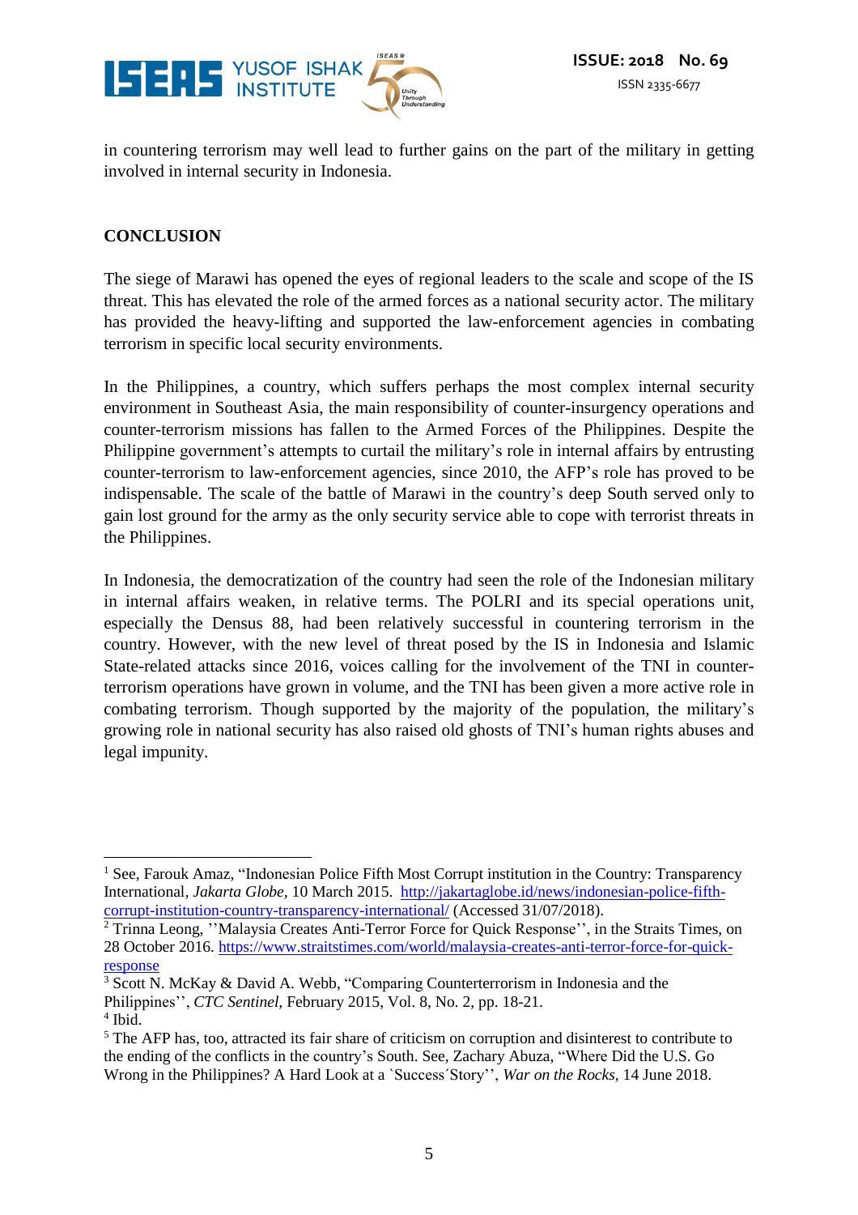in countering terrorism may well lead to further gains on the part of the military in getting involved in internal security in Indonesia.

## CONCLUSION

The siege of Marawi has opened the eyes of regional leaders to the scale and scope of the IS threat. This has elevated the role of the armed forces as a national security actor. The military has provided the heavy-lifting and supported the law-enforcement agencies in combating terrorism in specific local security environments.

In the Philippines, a country, which suffers perhaps the most complex internal security environment in Southeast Asia, the main responsibility of counter-insurgency operations and counter-terrorism missions has fallen to the Armed Forces of the Philippines. Despite the Philippine government's attempts to curtail the military's role in internal affairs by entrusting counter-terrorism to law-enforcement agencies, since 2010, the AFP's role has proved to be indispensable. The scale of the battle of Marawi in the country's deep South served only to gain lost ground for the army as the only security service able to cope with terrorist threats in the Philippines.

In Indonesia, the democratization of the country had seen the role of the Indonesian military in internal affairs weaken, in relative terms. The POLRI and its special operations unit, especially the Densus 88, had been relatively successful in countering terrorism in the country. However, with the new level of threat posed by the IS in Indonesia and Islamic State-related attacks since 2016, voices calling for the involvement of the TNI in counter-terrorism operations have grown in volume, and the TNI has been given a more active role in combating terrorism. Though supported by the majority of the population, the military's growing role in national security has also raised old ghosts of TNI's human rights abuses and legal impunity.

---

[1] See, Farouk Amaz, "Indonesian Police Fifth Most Corrupt institution in the Country: Transparency International, *Jakarta Globe*, 10 March 2015. http://jakartaglobe.id/news/indonesian-police-fifth-corrupt-institution-country-transparency-international/ (Accessed 31/07/2018).

[2] Trinna Leong, ''Malaysia Creates Anti-Terror Force for Quick Response'', in the Straits Times, on 28 October 2016. https://www.straitstimes.com/world/malaysia-creates-anti-terror-force-for-quick-response

[3] Scott N. McKay & David A. Webb, "Comparing Counterterrorism in Indonesia and the Philippines'', *CTC Sentinel*, February 2015, Vol. 8, No. 2, pp. 18-21.

[4] Ibid.

[5] The AFP has, too, attracted its fair share of criticism on corruption and disinterest to contribute to the ending of the conflicts in the country's South. See, Zachary Abuza, "Where Did the U.S. Go Wrong in the Philippines? A Hard Look at a `Success´Story'', *War on the Rocks*, 14 June 2018.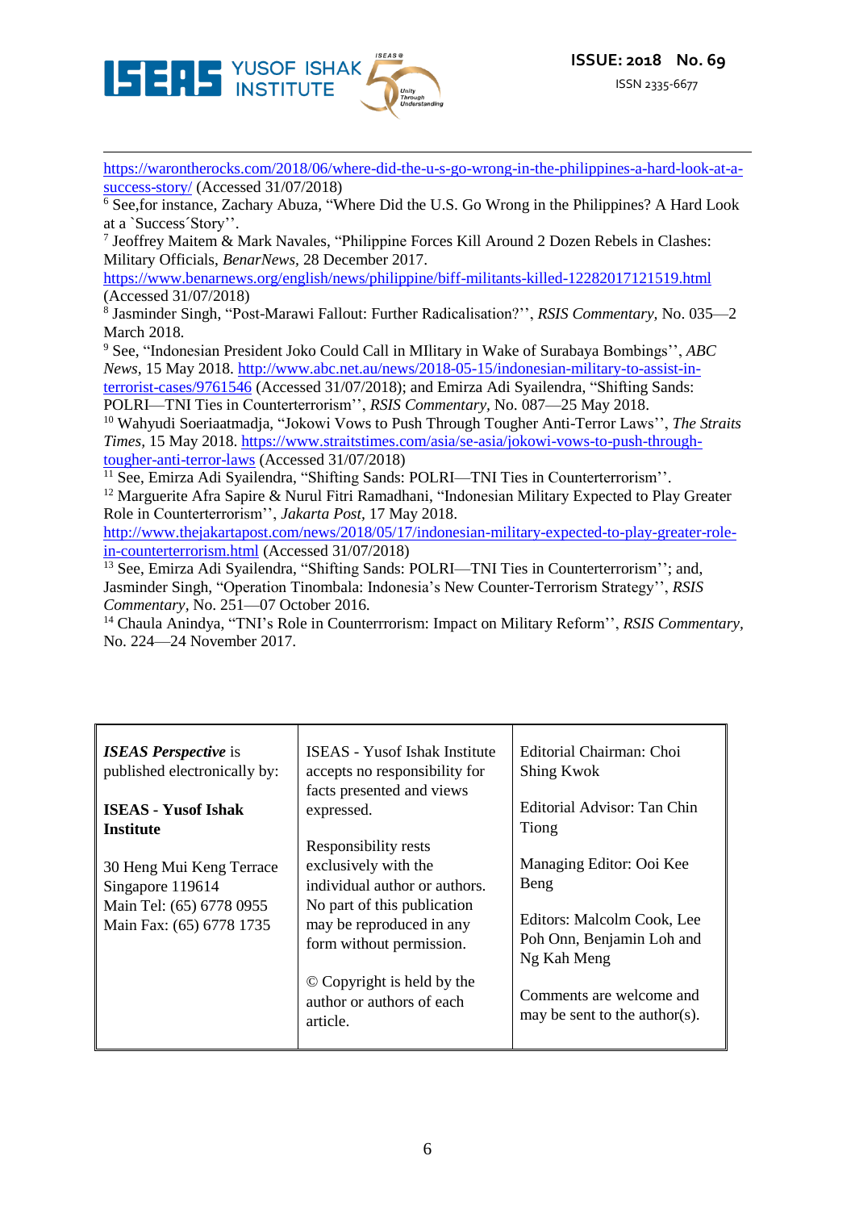https://warontherocks.com/2018/06/where-did-the-u-s-go-wrong-in-the-philippines-a-hard-look-at-a-success-story/ (Accessed 31/07/2018)

[6] See,for instance, Zachary Abuza, "Where Did the U.S. Go Wrong in the Philippines? A Hard Look at a `Success´Story''.

[7] Jeoffrey Maitem & Mark Navales, "Philippine Forces Kill Around 2 Dozen Rebels in Clashes: Military Officials, *BenarNews*, 28 December 2017. https://www.benarnews.org/english/news/philippine/biff-militants-killed-12282017121519.html (Accessed 31/07/2018)

[8] Jasminder Singh, "Post-Marawi Fallout: Further Radicalisation?'', *RSIS Commentary*, No. 035—2 March 2018.

[9] See, "Indonesian President Joko Could Call in MIlitary in Wake of Surabaya Bombings'', *ABC News*, 15 May 2018. http://www.abc.net.au/news/2018-05-15/indonesian-military-to-assist-in-terrorist-cases/9761546 (Accessed 31/07/2018); and Emirza Adi Syailendra, "Shifting Sands: POLRI—TNI Ties in Counterterrorism'', *RSIS Commentary*, No. 087—25 May 2018.

[10] Wahyudi Soeriaatmadja, "Jokowi Vows to Push Through Tougher Anti-Terror Laws'', *The Straits Times*, 15 May 2018. https://www.straitstimes.com/asia/se-asia/jokowi-vows-to-push-through-tougher-anti-terror-laws (Accessed 31/07/2018)

[11] See, Emirza Adi Syailendra, "Shifting Sands: POLRI—TNI Ties in Counterterrorism''.

[12] Marguerite Afra Sapire & Nurul Fitri Ramadhani, "Indonesian Military Expected to Play Greater Role in Counterterrorism'', *Jakarta Post*, 17 May 2018. http://www.thejakartapost.com/news/2018/05/17/indonesian-military-expected-to-play-greater-role-in-counterterrorism.html (Accessed 31/07/2018)

[13] See, Emirza Adi Syailendra, "Shifting Sands: POLRI—TNI Ties in Counterterrorism''; and, Jasminder Singh, "Operation Tinombala: Indonesia's New Counter-Terrorism Strategy'', *RSIS Commentary*, No. 251—07 October 2016.

[14] Chaula Anindya, "TNI's Role in Counterrrorism: Impact on Military Reform'', *RSIS Commentary*, No. 224—24 November 2017.

| | | |
|---|---|---|
| ***ISEAS Perspective*** is published electronically by:<br><br>**ISEAS - Yusof Ishak Institute**<br><br>30 Heng Mui Keng Terrace<br>Singapore 119614<br>Main Tel: (65) 6778 0955<br>Main Fax: (65) 6778 1735 | ISEAS - Yusof Ishak Institute accepts no responsibility for facts presented and views expressed.<br><br>Responsibility rests exclusively with the individual author or authors. No part of this publication may be reproduced in any form without permission.<br><br>© Copyright is held by the author or authors of each article. | Editorial Chairman: Choi Shing Kwok<br><br>Editorial Advisor: Tan Chin Tiong<br><br>Managing Editor: Ooi Kee Beng<br><br>Editors: Malcolm Cook, Lee Poh Onn, Benjamin Loh and Ng Kah Meng<br><br>Comments are welcome and may be sent to the author(s). |